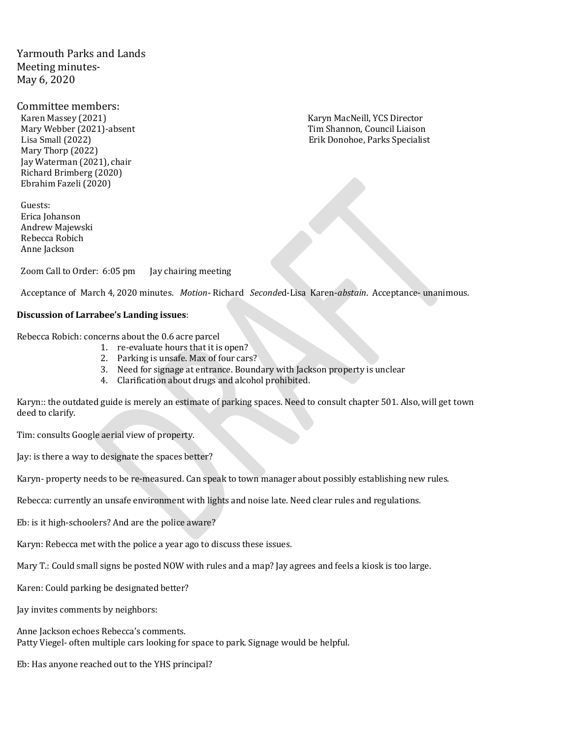Yarmouth Parks and Lands
Meeting minutes-
May 6, 2020

Committee members:

Karen Massey (2021)
Mary Webber (2021)-absent
Lisa Small (2022)
Mary Thorp (2022)
Jay Waterman (2021), chair
Richard Brimberg (2020)
Ebrahim Fazeli (2020)

Karyn MacNeill, YCS Director
Tim Shannon, Council Liaison
Erik Donohoe, Parks Specialist

Guests:
Erica Johanson
Andrew Majewski
Rebecca Robich
Anne Jackson

Zoom Call to Order: 6:05 pm Jay chairing meeting

Acceptance of March 4, 2020 minutes. *Motion*- Richard *Seconde*d-Lisa Karen-*abstain*. Acceptance- unanimous.

**Discussion of Larrabee's Landing issues**:

Rebecca Robich: concerns about the 0.6 acre parcel

1. re-evaluate hours that it is open?
2. Parking is unsafe. Max of four cars?
3. Need for signage at entrance. Boundary with Jackson property is unclear
4. Clarification about drugs and alcohol prohibited.

Karyn:: the outdated guide is merely an estimate of parking spaces. Need to consult chapter 501. Also, will get town deed to clarify.

Tim: consults Google aerial view of property.

Jay: is there a way to designate the spaces better?

Karyn- property needs to be re-measured. Can speak to town manager about possibly establishing new rules.

Rebecca: currently an unsafe environment with lights and noise late. Need clear rules and regulations.

Eb: is it high-schoolers? And are the police aware?

Karyn: Rebecca met with the police a year ago to discuss these issues.

Mary T.: Could small signs be posted NOW with rules and a map? Jay agrees and feels a kiosk is too large.

Karen: Could parking be designated better?

Jay invites comments by neighbors:

Anne Jackson echoes Rebecca's comments.
Patty Viegel- often multiple cars looking for space to park. Signage would be helpful.

Eb: Has anyone reached out to the YHS principal?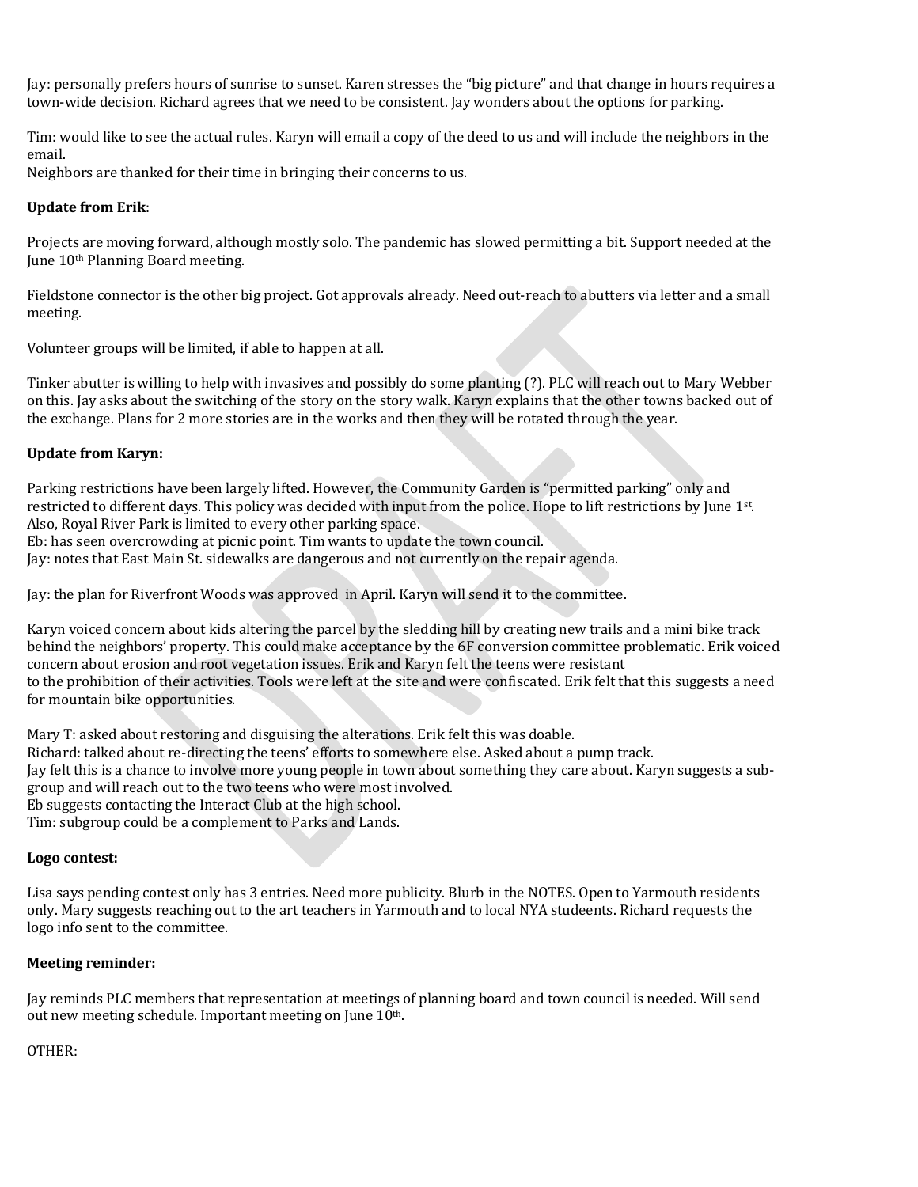Jay: personally prefers hours of sunrise to sunset. Karen stresses the "big picture" and that change in hours requires a town-wide decision. Richard agrees that we need to be consistent. Jay wonders about the options for parking.

Tim: would like to see the actual rules. Karyn will email a copy of the deed to us and will include the neighbors in the email.
Neighbors are thanked for their time in bringing their concerns to us.

**Update from Erik**:

Projects are moving forward, although mostly solo. The pandemic has slowed permitting a bit. Support needed at the June 10th Planning Board meeting.

Fieldstone connector is the other big project. Got approvals already. Need out-reach to abutters via letter and a small meeting.

Volunteer groups will be limited, if able to happen at all.

Tinker abutter is willing to help with invasives and possibly do some planting (?). PLC will reach out to Mary Webber on this. Jay asks about the switching of the story on the story walk. Karyn explains that the other towns backed out of the exchange. Plans for 2 more stories are in the works and then they will be rotated through the year.

**Update from Karyn:**

Parking restrictions have been largely lifted. However, the Community Garden is "permitted parking" only and restricted to different days. This policy was decided with input from the police. Hope to lift restrictions by June 1st. Also, Royal River Park is limited to every other parking space.
Eb: has seen overcrowding at picnic point. Tim wants to update the town council.
Jay: notes that East Main St. sidewalks are dangerous and not currently on the repair agenda.

Jay: the plan for Riverfront Woods was approved in April. Karyn will send it to the committee.

Karyn voiced concern about kids altering the parcel by the sledding hill by creating new trails and a mini bike track behind the neighbors' property. This could make acceptance by the 6F conversion committee problematic. Erik voiced concern about erosion and root vegetation issues. Erik and Karyn felt the teens were resistant to the prohibition of their activities. Tools were left at the site and were confiscated. Erik felt that this suggests a need for mountain bike opportunities.

Mary T: asked about restoring and disguising the alterations. Erik felt this was doable.
Richard: talked about re-directing the teens' efforts to somewhere else. Asked about a pump track.
Jay felt this is a chance to involve more young people in town about something they care about. Karyn suggests a sub-group and will reach out to the two teens who were most involved.
Eb suggests contacting the Interact Club at the high school.
Tim: subgroup could be a complement to Parks and Lands.

**Logo contest:**

Lisa says pending contest only has 3 entries. Need more publicity. Blurb in the NOTES. Open to Yarmouth residents only. Mary suggests reaching out to the art teachers in Yarmouth and to local NYA studeents. Richard requests the logo info sent to the committee.

**Meeting reminder:**

Jay reminds PLC members that representation at meetings of planning board and town council is needed. Will send out new meeting schedule. Important meeting on June 10th.

OTHER: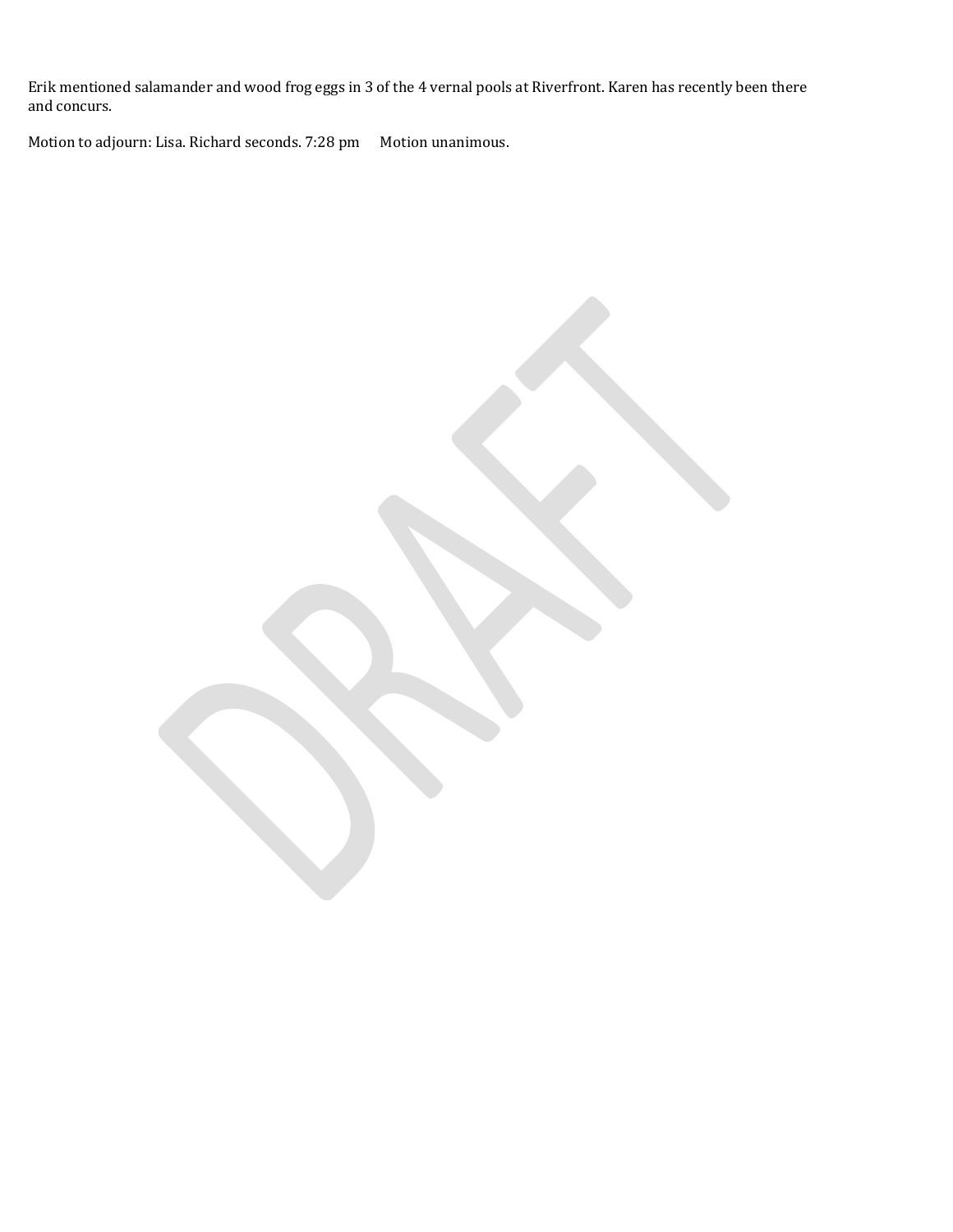Erik mentioned salamander and wood frog eggs in 3 of the 4 vernal pools at Riverfront. Karen has recently been there and concurs.

Motion to adjourn: Lisa. Richard seconds. 7:28 pm Motion unanimous.